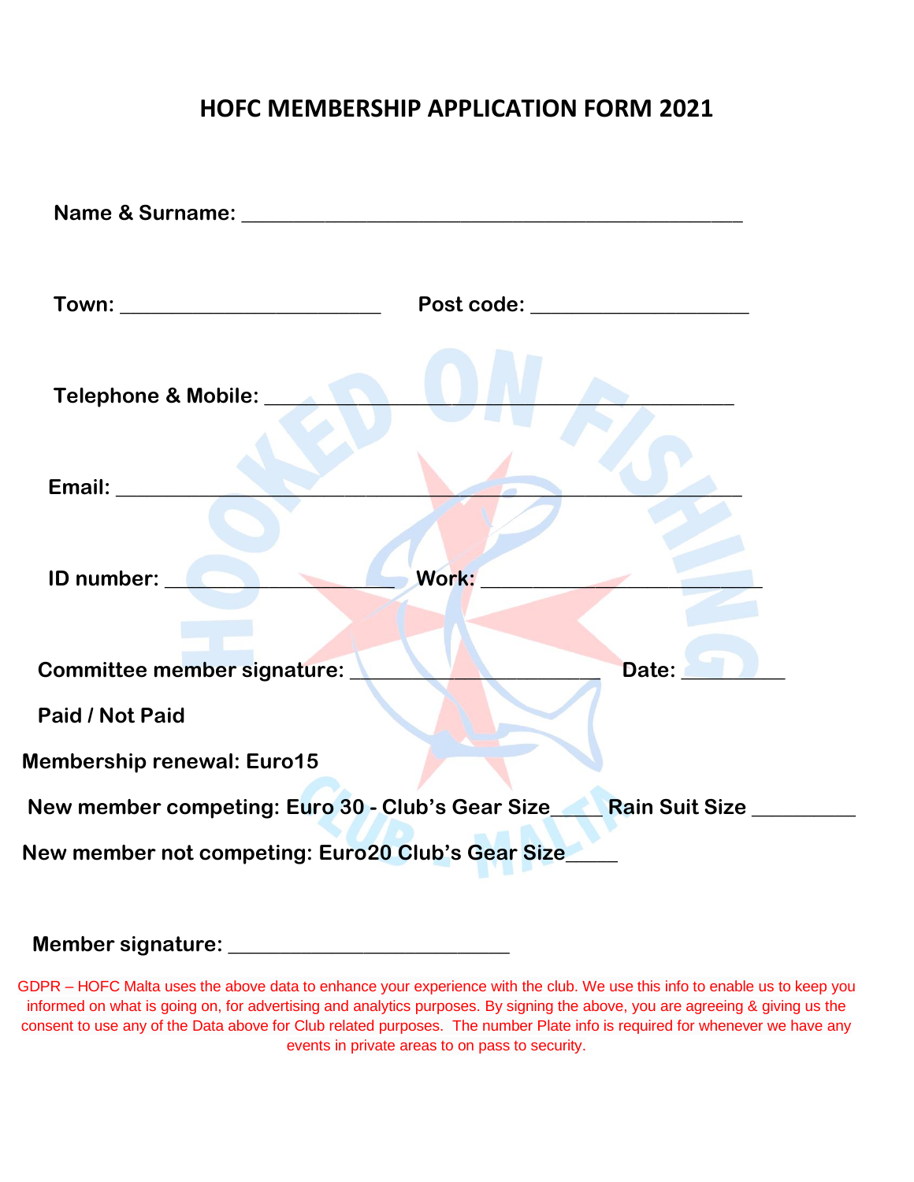# HOFC MEMBERSHIP APPLICATION FORM 2021

**Name & Surname:** ______________________________________________

**Town:** ________________________ **Post code:** ____________________

**Telephone & Mobile:** ___________________________________________

**Email:** _________________________________________________________

**ID number:** _____________________ **Work:** _________________________

**Committee member signature:** _______________________ **Date:** _________

**Paid / Not Paid**

**Membership renewal: Euro15**

**New member competing: Euro 30 - Club's Gear Size_____ Rain Suit Size _________**

**New member not competing: Euro20 Club's Gear Size_____**

**Member signature:** __________________________

GDPR – HOFC Malta uses the above data to enhance your experience with the club. We use this info to enable us to keep you informed on what is going on, for advertising and analytics purposes. By signing the above, you are agreeing & giving us the consent to use any of the Data above for Club related purposes. The number Plate info is required for whenever we have any events in private areas to on pass to security.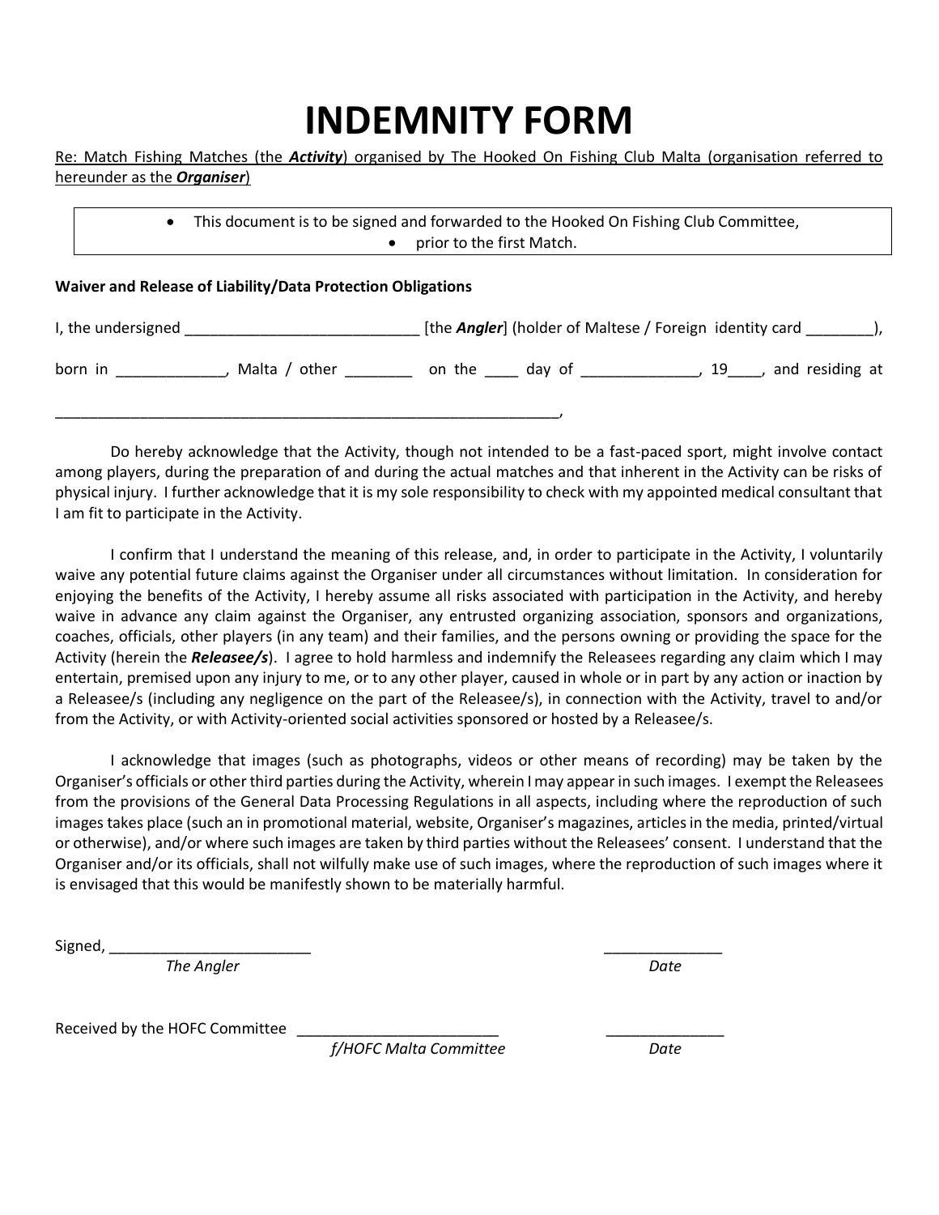# INDEMNITY FORM

Re: Match Fishing Matches (the ***Activity***) organised by The Hooked On Fishing Club Malta (organisation referred to hereunder as the ***Organiser***)

- This document is to be signed and forwarded to the Hooked On Fishing Club Committee,
- prior to the first Match.

**Waiver and Release of Liability/Data Protection Obligations**

I, the undersigned ____________________________ [the ***Angler***] (holder of Maltese / Foreign identity card ________),

born in _____________, Malta / other ________ on the ____ day of ______________, 19____, and residing at

_______________________________________________________________,

Do hereby acknowledge that the Activity, though not intended to be a fast-paced sport, might involve contact among players, during the preparation of and during the actual matches and that inherent in the Activity can be risks of physical injury. I further acknowledge that it is my sole responsibility to check with my appointed medical consultant that I am fit to participate in the Activity.

I confirm that I understand the meaning of this release, and, in order to participate in the Activity, I voluntarily waive any potential future claims against the Organiser under all circumstances without limitation. In consideration for enjoying the benefits of the Activity, I hereby assume all risks associated with participation in the Activity, and hereby waive in advance any claim against the Organiser, any entrusted organizing association, sponsors and organizations, coaches, officials, other players (in any team) and their families, and the persons owning or providing the space for the Activity (herein the ***Releasee/s***). I agree to hold harmless and indemnify the Releasees regarding any claim which I may entertain, premised upon any injury to me, or to any other player, caused in whole or in part by any action or inaction by a Releasee/s (including any negligence on the part of the Releasee/s), in connection with the Activity, travel to and/or from the Activity, or with Activity-oriented social activities sponsored or hosted by a Releasee/s.

I acknowledge that images (such as photographs, videos or other means of recording) may be taken by the Organiser's officials or other third parties during the Activity, wherein I may appear in such images. I exempt the Releasees from the provisions of the General Data Processing Regulations in all aspects, including where the reproduction of such images takes place (such an in promotional material, website, Organiser's magazines, articles in the media, printed/virtual or otherwise), and/or where such images are taken by third parties without the Releasees' consent. I understand that the Organiser and/or its officials, shall not wilfully make use of such images, where the reproduction of such images where it is envisaged that this would be manifestly shown to be materially harmful.

Signed, ________________________ ______________

*The Angler* *Date*

Received by the HOFC Committee ________________________ ______________

*f/HOFC Malta Committee* *Date*